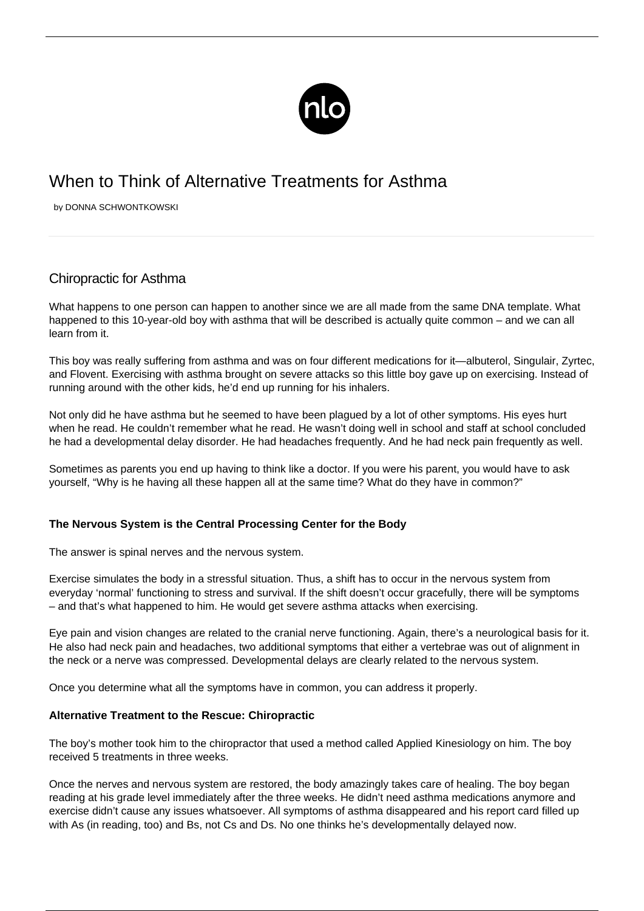# When to Think of Alternative Treatments for Asthma

by DONNA SCHWONTKOWSKI

## Chiropractic for Asthma

What happens to one person can happen to another since we are all made from the same DNA template. What happened to this 10-year-old boy with asthma that will be described is actually quite common – and we can all learn from it.

This boy was really suffering from asthma and was on four different medications for it—albuterol, Singulair, Zyrtec, and Flovent. Exercising with asthma brought on severe attacks so this little boy gave up on exercising. Instead of running around with the other kids, he'd end up running for his inhalers.

Not only did he have asthma but he seemed to have been plagued by a lot of other symptoms. His eyes hurt when he read. He couldn't remember what he read. He wasn't doing well in school and staff at school concluded he had a developmental delay disorder. He had headaches frequently. And he had neck pain frequently as well.

Sometimes as parents you end up having to think like a doctor. If you were his parent, you would have to ask yourself, "Why is he having all these happen all at the same time? What do they have in common?"

**The Nervous System is the Central Processing Center for the Body**

The answer is spinal nerves and the nervous system.

Exercise simulates the body in a stressful situation. Thus, a shift has to occur in the nervous system from everyday 'normal' functioning to stress and survival. If the shift doesn't occur gracefully, there will be symptoms – and that's what happened to him. He would get severe asthma attacks when exercising.

Eye pain and vision changes are related to the cranial nerve functioning. Again, there's a neurological basis for it. He also had neck pain and headaches, two additional symptoms that either a vertebrae was out of alignment in the neck or a nerve was compressed. Developmental delays are clearly related to the nervous system.

Once you determine what all the symptoms have in common, you can address it properly.

**Alternative Treatment to the Rescue: Chiropractic**

The boy's mother took him to the chiropractor that used a method called Applied Kinesiology on him. The boy received 5 treatments in three weeks.

Once the nerves and nervous system are restored, the body amazingly takes care of healing. The boy began reading at his grade level immediately after the three weeks. He didn't need asthma medications anymore and exercise didn't cause any issues whatsoever. All symptoms of asthma disappeared and his report card filled up with As (in reading, too) and Bs, not Cs and Ds. No one thinks he's developmentally delayed now.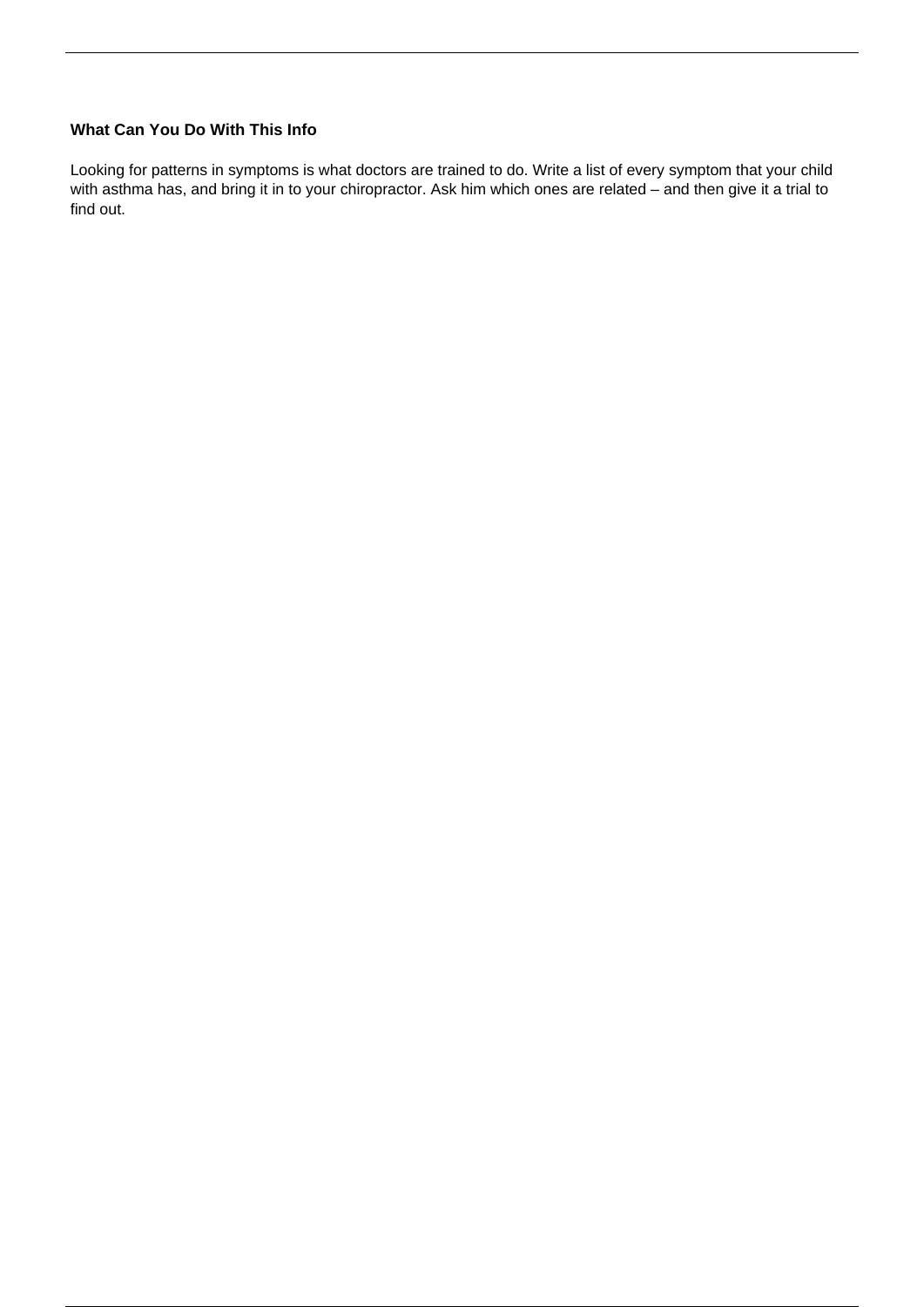### What Can You Do With This Info

Looking for patterns in symptoms is what doctors are trained to do. Write a list of every symptom that your child with asthma has, and bring it in to your chiropractor. Ask him which ones are related – and then give it a trial to find out.